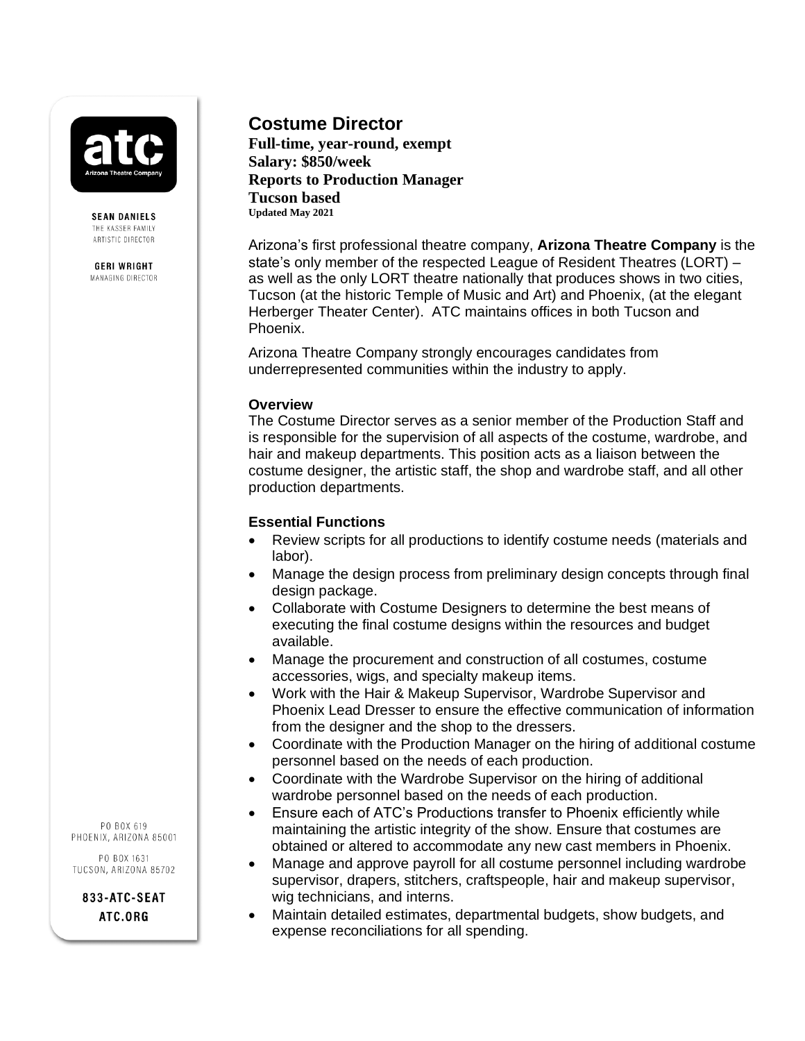**SEAN DANIELS**
THE KASSER FAMILY ARTISTIC DIRECTOR

**GERI WRIGHT**
MANAGING DIRECTOR

PO BOX 619
PHOENIX, ARIZONA 85001

PO BOX 1631
TUCSON, ARIZONA 85702

**833-ATC-SEAT**
**ATC.ORG**

# Costume Director

**Full-time, year-round, exempt**
**Salary: $850/week**
**Reports to Production Manager**
**Tucson based**
**Updated May 2021**

Arizona's first professional theatre company, **Arizona Theatre Company** is the state's only member of the respected League of Resident Theatres (LORT) – as well as the only LORT theatre nationally that produces shows in two cities, Tucson (at the historic Temple of Music and Art) and Phoenix, (at the elegant Herberger Theater Center). ATC maintains offices in both Tucson and Phoenix.

Arizona Theatre Company strongly encourages candidates from underrepresented communities within the industry to apply.

### Overview

The Costume Director serves as a senior member of the Production Staff and is responsible for the supervision of all aspects of the costume, wardrobe, and hair and makeup departments. This position acts as a liaison between the costume designer, the artistic staff, the shop and wardrobe staff, and all other production departments.

### Essential Functions

- Review scripts for all productions to identify costume needs (materials and labor).
- Manage the design process from preliminary design concepts through final design package.
- Collaborate with Costume Designers to determine the best means of executing the final costume designs within the resources and budget available.
- Manage the procurement and construction of all costumes, costume accessories, wigs, and specialty makeup items.
- Work with the Hair & Makeup Supervisor, Wardrobe Supervisor and Phoenix Lead Dresser to ensure the effective communication of information from the designer and the shop to the dressers.
- Coordinate with the Production Manager on the hiring of additional costume personnel based on the needs of each production.
- Coordinate with the Wardrobe Supervisor on the hiring of additional wardrobe personnel based on the needs of each production.
- Ensure each of ATC's Productions transfer to Phoenix efficiently while maintaining the artistic integrity of the show. Ensure that costumes are obtained or altered to accommodate any new cast members in Phoenix.
- Manage and approve payroll for all costume personnel including wardrobe supervisor, drapers, stitchers, craftspeople, hair and makeup supervisor, wig technicians, and interns.
- Maintain detailed estimates, departmental budgets, show budgets, and expense reconciliations for all spending.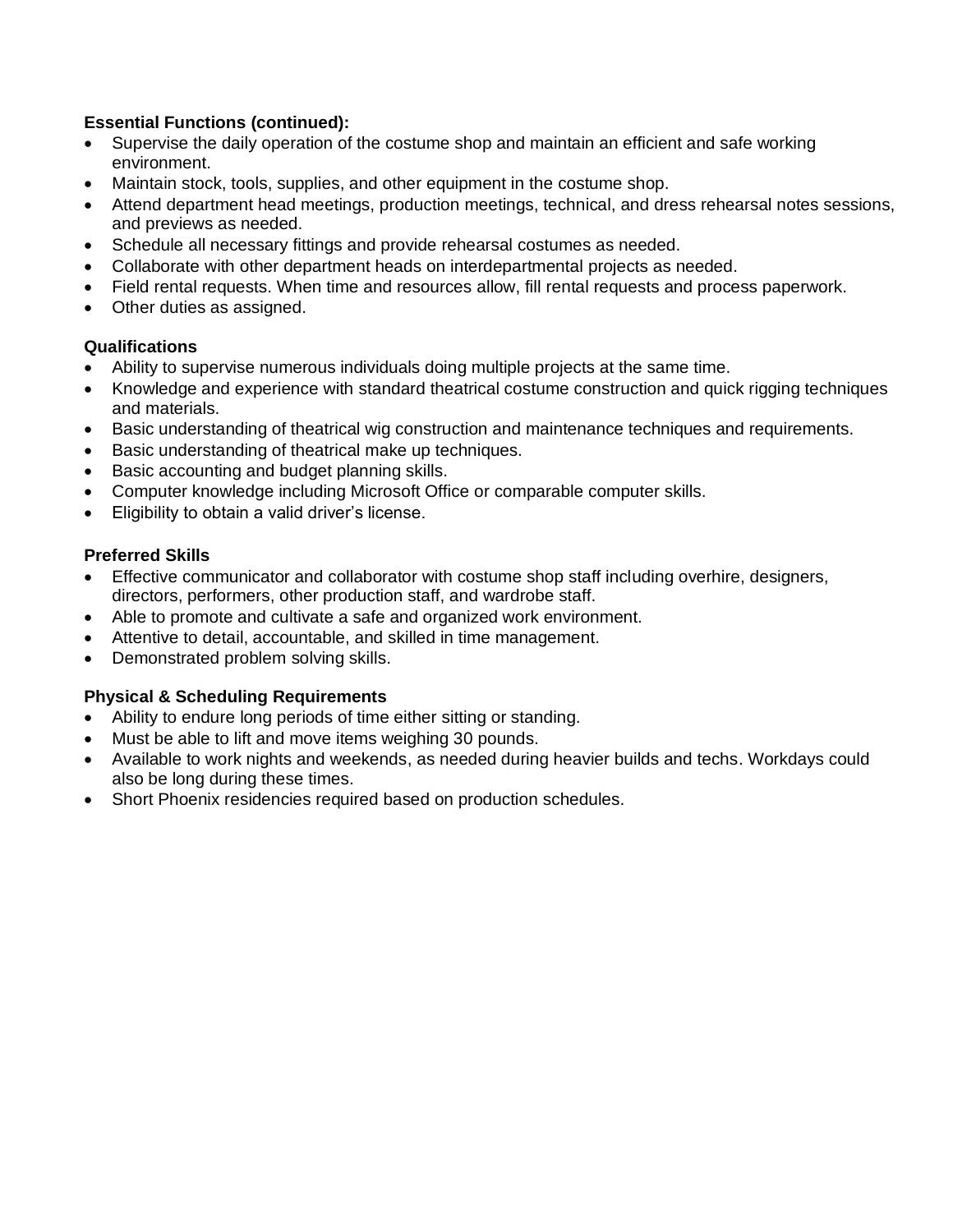**Essential Functions (continued):**

- Supervise the daily operation of the costume shop and maintain an efficient and safe working environment.
- Maintain stock, tools, supplies, and other equipment in the costume shop.
- Attend department head meetings, production meetings, technical, and dress rehearsal notes sessions, and previews as needed.
- Schedule all necessary fittings and provide rehearsal costumes as needed.
- Collaborate with other department heads on interdepartmental projects as needed.
- Field rental requests. When time and resources allow, fill rental requests and process paperwork.
- Other duties as assigned.

**Qualifications**

- Ability to supervise numerous individuals doing multiple projects at the same time.
- Knowledge and experience with standard theatrical costume construction and quick rigging techniques and materials.
- Basic understanding of theatrical wig construction and maintenance techniques and requirements.
- Basic understanding of theatrical make up techniques.
- Basic accounting and budget planning skills.
- Computer knowledge including Microsoft Office or comparable computer skills.
- Eligibility to obtain a valid driver's license.

**Preferred Skills**

- Effective communicator and collaborator with costume shop staff including overhire, designers, directors, performers, other production staff, and wardrobe staff.
- Able to promote and cultivate a safe and organized work environment.
- Attentive to detail, accountable, and skilled in time management.
- Demonstrated problem solving skills.

**Physical & Scheduling Requirements**

- Ability to endure long periods of time either sitting or standing.
- Must be able to lift and move items weighing 30 pounds.
- Available to work nights and weekends, as needed during heavier builds and techs. Workdays could also be long during these times.
- Short Phoenix residencies required based on production schedules.